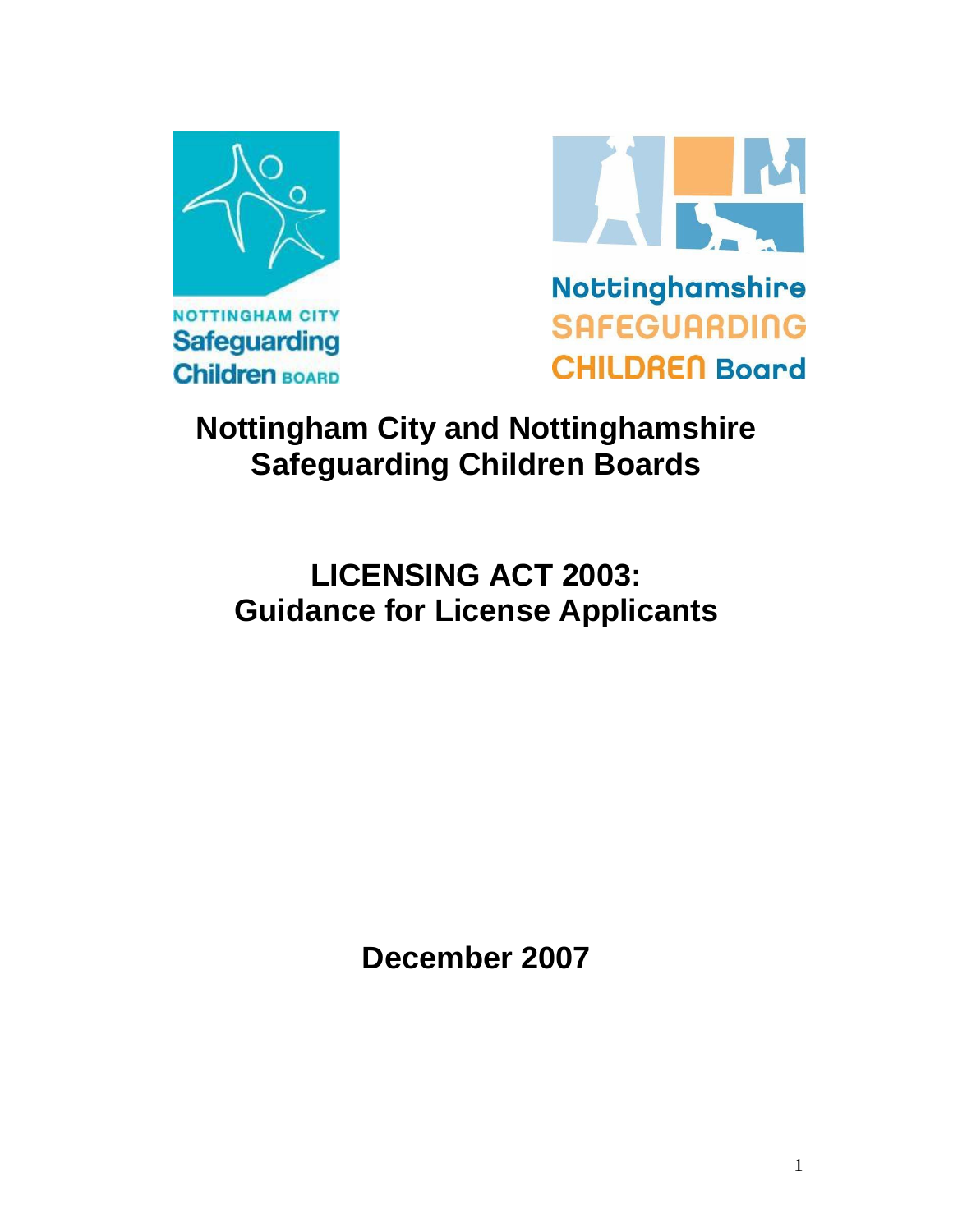NOTTINGHAM CITY
Safeguarding
Children BOARD

Nottinghamshire
SAFEGUARDING
CHILDREN Board

# Nottingham City and Nottinghamshire Safeguarding Children Boards

# LICENSING ACT 2003: Guidance for License Applicants

**December 2007**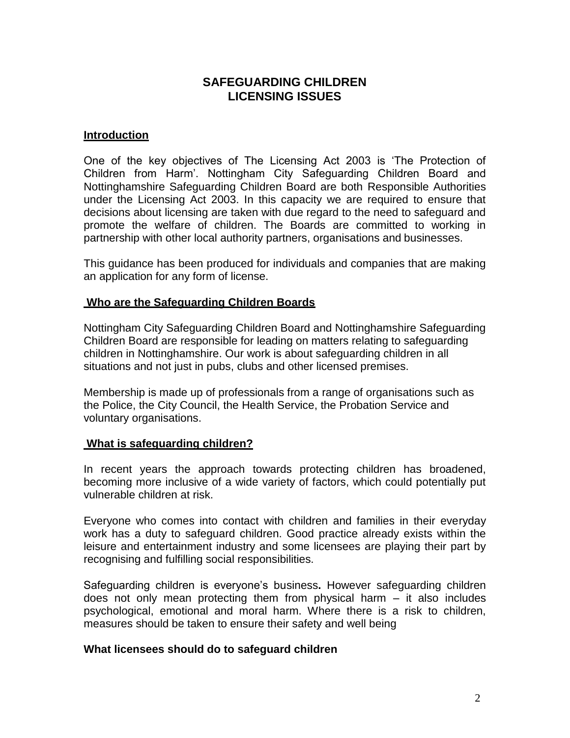# SAFEGUARDING CHILDREN LICENSING ISSUES

## Introduction

One of the key objectives of The Licensing Act 2003 is 'The Protection of Children from Harm'. Nottingham City Safeguarding Children Board and Nottinghamshire Safeguarding Children Board are both Responsible Authorities under the Licensing Act 2003. In this capacity we are required to ensure that decisions about licensing are taken with due regard to the need to safeguard and promote the welfare of children. The Boards are committed to working in partnership with other local authority partners, organisations and businesses.

This guidance has been produced for individuals and companies that are making an application for any form of license.

## Who are the Safeguarding Children Boards

Nottingham City Safeguarding Children Board and Nottinghamshire Safeguarding Children Board are responsible for leading on matters relating to safeguarding children in Nottinghamshire. Our work is about safeguarding children in all situations and not just in pubs, clubs and other licensed premises.

Membership is made up of professionals from a range of organisations such as the Police, the City Council, the Health Service, the Probation Service and voluntary organisations.

## What is safeguarding children?

In recent years the approach towards protecting children has broadened, becoming more inclusive of a wide variety of factors, which could potentially put vulnerable children at risk.

Everyone who comes into contact with children and families in their everyday work has a duty to safeguard children. Good practice already exists within the leisure and entertainment industry and some licensees are playing their part by recognising and fulfilling social responsibilities.

Safeguarding children is everyone's business**.** However safeguarding children does not only mean protecting them from physical harm – it also includes psychological, emotional and moral harm. Where there is a risk to children, measures should be taken to ensure their safety and well being

**What licensees should do to safeguard children**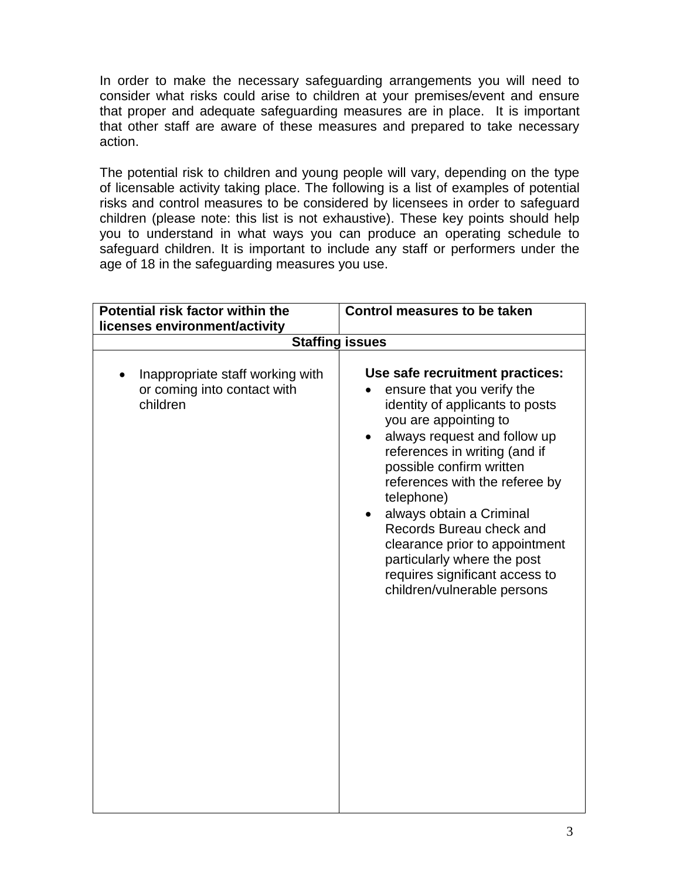In order to make the necessary safeguarding arrangements you will need to consider what risks could arise to children at your premises/event and ensure that proper and adequate safeguarding measures are in place. It is important that other staff are aware of these measures and prepared to take necessary action.

The potential risk to children and young people will vary, depending on the type of licensable activity taking place. The following is a list of examples of potential risks and control measures to be considered by licensees in order to safeguard children (please note: this list is not exhaustive). These key points should help you to understand in what ways you can produce an operating schedule to safeguard children. It is important to include any staff or performers under the age of 18 in the safeguarding measures you use.

| **Potential risk factor within the licenses environment/activity** | **Control measures to be taken** |
|---|---|
| **Staffing issues** | |
| • Inappropriate staff working with or coming into contact with children | **Use safe recruitment practices:**<br>• ensure that you verify the identity of applicants to posts you are appointing to<br>• always request and follow up references in writing (and if possible confirm written references with the referee by telephone)<br>• always obtain a Criminal Records Bureau check and clearance prior to appointment particularly where the post requires significant access to children/vulnerable persons |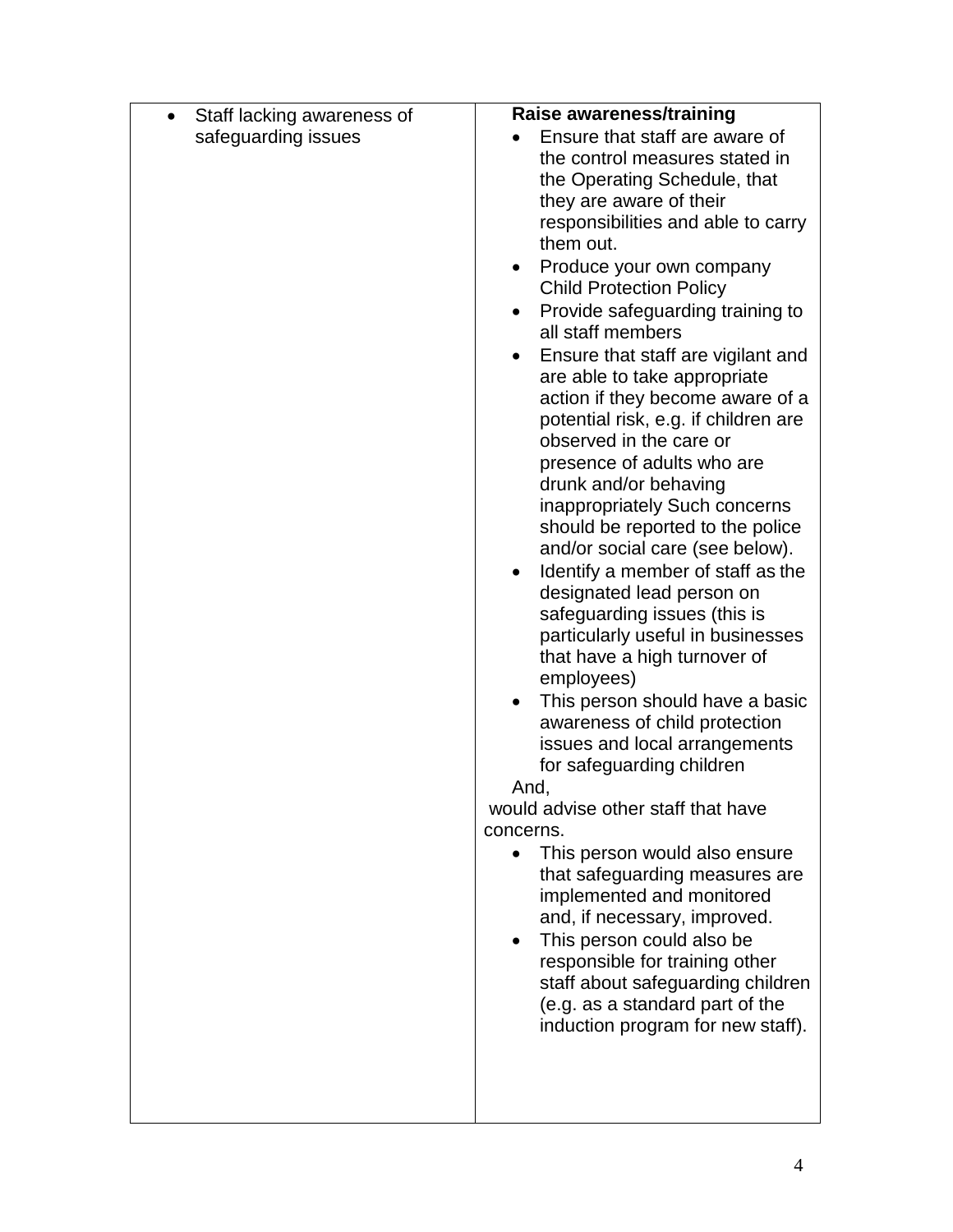| | |
|---|---|
| • Staff lacking awareness of safeguarding issues | **Raise awareness/training**<br>• Ensure that staff are aware of the control measures stated in the Operating Schedule, that they are aware of their responsibilities and able to carry them out.<br>• Produce your own company Child Protection Policy<br>• Provide safeguarding training to all staff members<br>• Ensure that staff are vigilant and are able to take appropriate action if they become aware of a potential risk, e.g. if children are observed in the care or presence of adults who are drunk and/or behaving inappropriately Such concerns should be reported to the police and/or social care (see below).<br>• Identify a member of staff as the designated lead person on safeguarding issues (this is particularly useful in businesses that have a high turnover of employees)<br>• This person should have a basic awareness of child protection issues and local arrangements for safeguarding children<br>And,<br>would advise other staff that have concerns.<br>• This person would also ensure that safeguarding measures are implemented and monitored and, if necessary, improved.<br>• This person could also be responsible for training other staff about safeguarding children (e.g. as a standard part of the induction program for new staff). |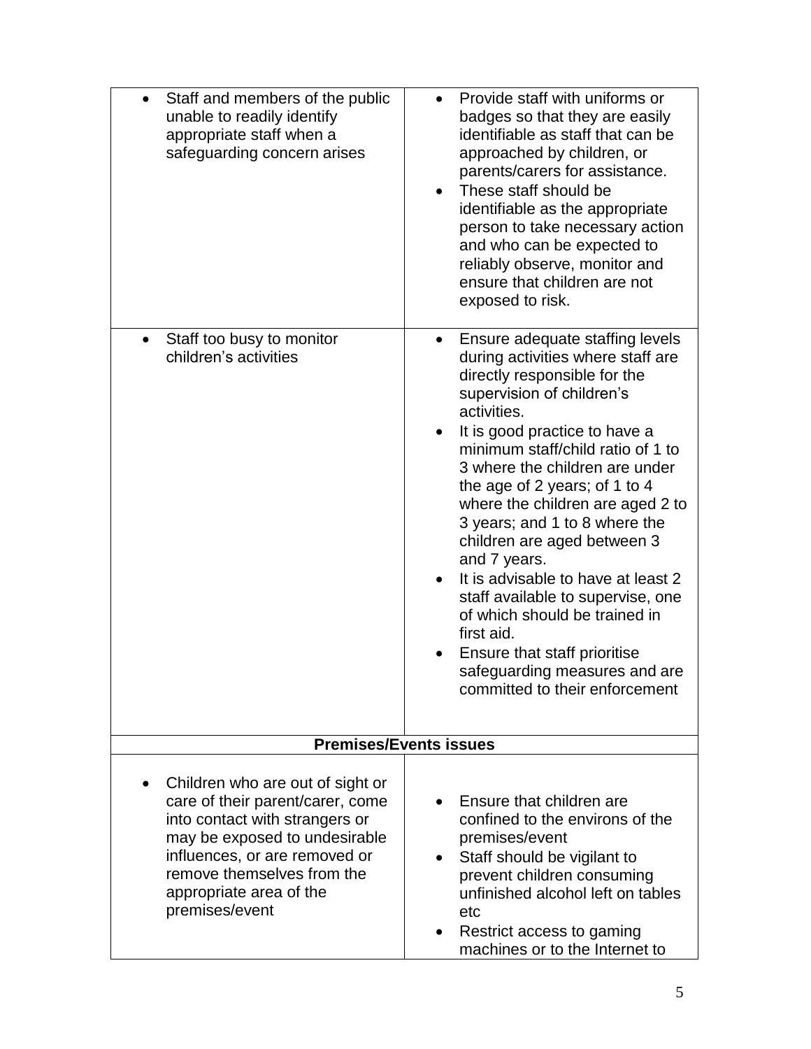| | |
|---|---|
| • Staff and members of the public unable to readily identify appropriate staff when a safeguarding concern arises | • Provide staff with uniforms or badges so that they are easily identifiable as staff that can be approached by children, or parents/carers for assistance.<br>• These staff should be identifiable as the appropriate person to take necessary action and who can be expected to reliably observe, monitor and ensure that children are not exposed to risk. |
| • Staff too busy to monitor children's activities | • Ensure adequate staffing levels during activities where staff are directly responsible for the supervision of children's activities.<br>• It is good practice to have a minimum staff/child ratio of 1 to 3 where the children are under the age of 2 years; of 1 to 4 where the children are aged 2 to 3 years; and 1 to 8 where the children are aged between 3 and 7 years.<br>• It is advisable to have at least 2 staff available to supervise, one of which should be trained in first aid.<br>• Ensure that staff prioritise safeguarding measures and are committed to their enforcement |
| **Premises/Events issues** | |
| • Children who are out of sight or care of their parent/carer, come into contact with strangers or may be exposed to undesirable influences, or are removed or remove themselves from the appropriate area of the premises/event | • Ensure that children are confined to the environs of the premises/event<br>• Staff should be vigilant to prevent children consuming unfinished alcohol left on tables etc<br>• Restrict access to gaming machines or to the Internet to |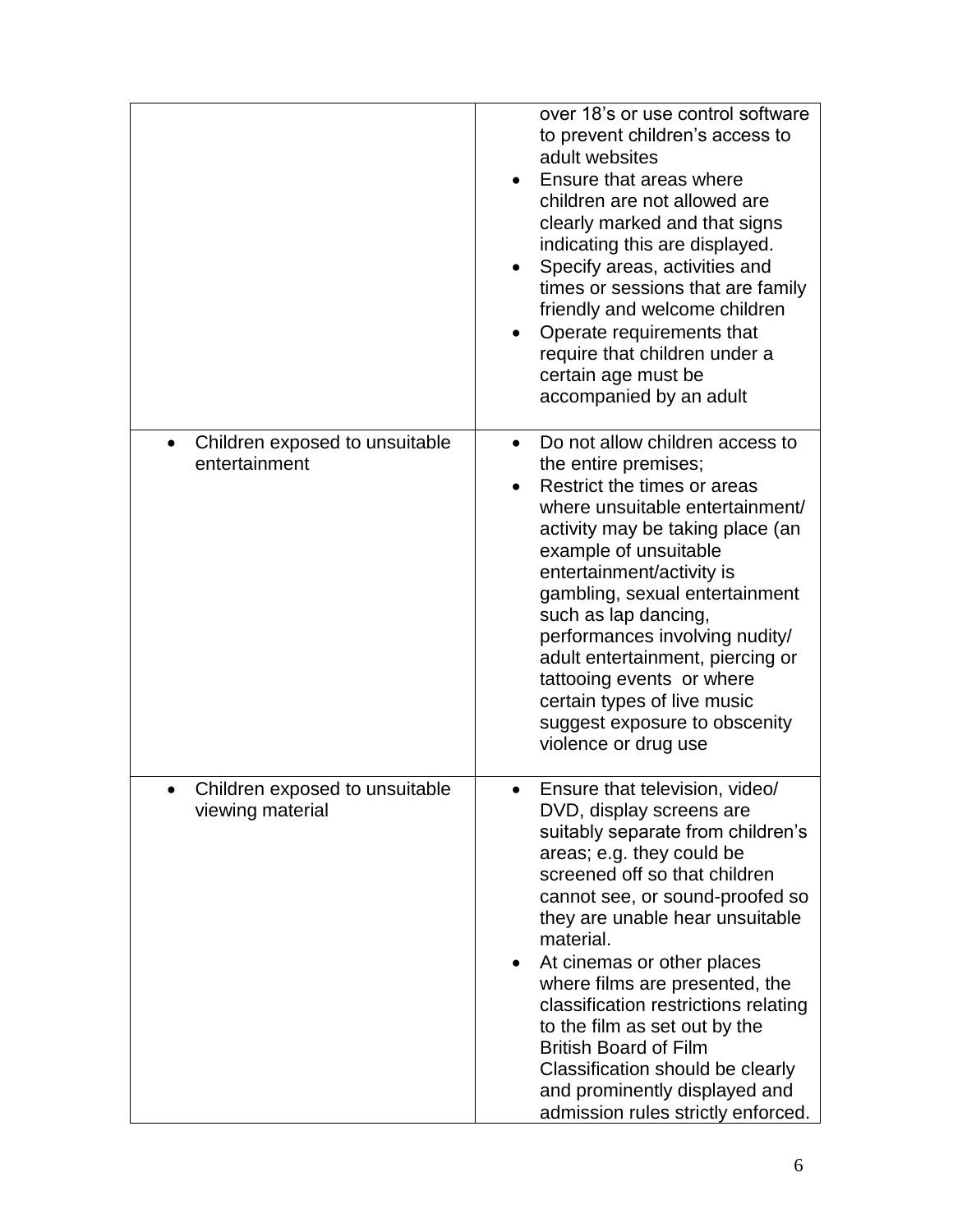| | |
|---|---|
| | over 18's or use control software to prevent children's access to adult websites<br>• Ensure that areas where children are not allowed are clearly marked and that signs indicating this are displayed.<br>• Specify areas, activities and times or sessions that are family friendly and welcome children<br>• Operate requirements that require that children under a certain age must be accompanied by an adult |
| • Children exposed to unsuitable entertainment | • Do not allow children access to the entire premises;<br>• Restrict the times or areas where unsuitable entertainment/ activity may be taking place (an example of unsuitable entertainment/activity is gambling, sexual entertainment such as lap dancing, performances involving nudity/ adult entertainment, piercing or tattooing events or where certain types of live music suggest exposure to obscenity violence or drug use |
| • Children exposed to unsuitable viewing material | • Ensure that television, video/ DVD, display screens are suitably separate from children's areas; e.g. they could be screened off so that children cannot see, or sound-proofed so they are unable hear unsuitable material.<br>• At cinemas or other places where films are presented, the classification restrictions relating to the film as set out by the British Board of Film Classification should be clearly and prominently displayed and admission rules strictly enforced. |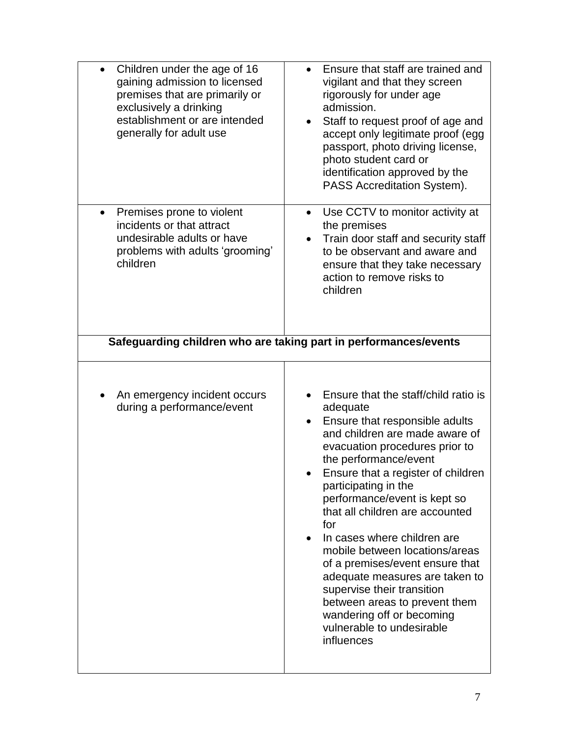| | |
|---|---|
| • Children under the age of 16 gaining admission to licensed premises that are primarily or exclusively a drinking establishment or are intended generally for adult use | • Ensure that staff are trained and vigilant and that they screen rigorously for under age admission.<br>• Staff to request proof of age and accept only legitimate proof (egg passport, photo driving license, photo student card or identification approved by the PASS Accreditation System). |
| • Premises prone to violent incidents or that attract undesirable adults or have problems with adults 'grooming' children | • Use CCTV to monitor activity at the premises<br>• Train door staff and security staff to be observant and aware and ensure that they take necessary action to remove risks to children |
| **Safeguarding children who are taking part in performances/events** | |
| • An emergency incident occurs during a performance/event | • Ensure that the staff/child ratio is adequate<br>• Ensure that responsible adults and children are made aware of evacuation procedures prior to the performance/event<br>• Ensure that a register of children participating in the performance/event is kept so that all children are accounted for<br>• In cases where children are mobile between locations/areas of a premises/event ensure that adequate measures are taken to supervise their transition between areas to prevent them wandering off or becoming vulnerable to undesirable influences |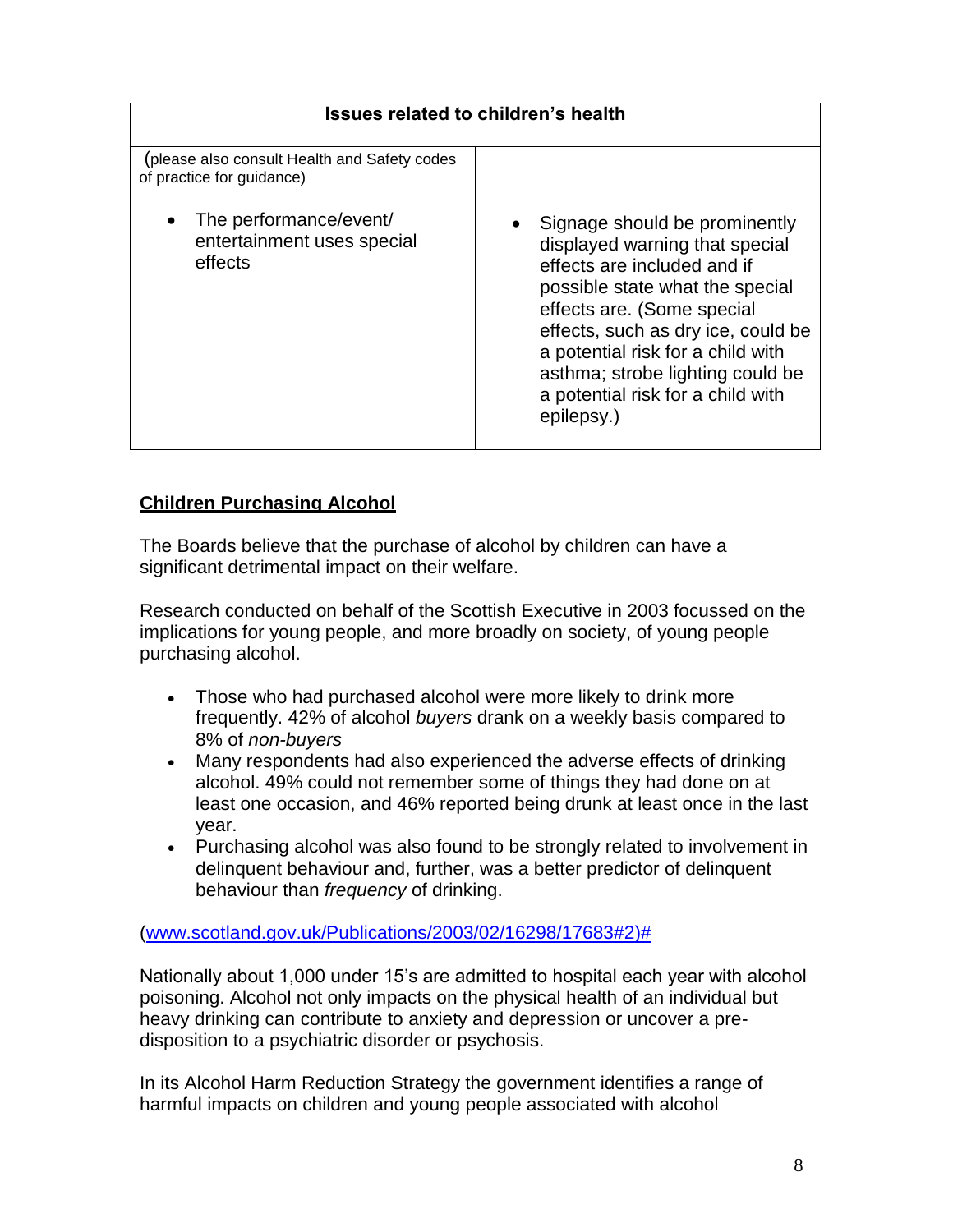| Issues related to children's health | |
|---|---|
| (please also consult Health and Safety codes of practice for guidance)<br><br>• The performance/event/ entertainment uses special effects | • Signage should be prominently displayed warning that special effects are included and if possible state what the special effects are. (Some special effects, such as dry ice, could be a potential risk for a child with asthma; strobe lighting could be a potential risk for a child with epilepsy.) |

## Children Purchasing Alcohol

The Boards believe that the purchase of alcohol by children can have a significant detrimental impact on their welfare.

Research conducted on behalf of the Scottish Executive in 2003 focussed on the implications for young people, and more broadly on society, of young people purchasing alcohol.

- Those who had purchased alcohol were more likely to drink more frequently. 42% of alcohol *buyers* drank on a weekly basis compared to 8% of *non-buyers*
- Many respondents had also experienced the adverse effects of drinking alcohol. 49% could not remember some of things they had done on at least one occasion, and 46% reported being drunk at least once in the last year.
- Purchasing alcohol was also found to be strongly related to involvement in delinquent behaviour and, further, was a better predictor of delinquent behaviour than *frequency* of drinking.

(www.scotland.gov.uk/Publications/2003/02/16298/17683#2)#

Nationally about 1,000 under 15's are admitted to hospital each year with alcohol poisoning. Alcohol not only impacts on the physical health of an individual but heavy drinking can contribute to anxiety and depression or uncover a pre-disposition to a psychiatric disorder or psychosis.

In its Alcohol Harm Reduction Strategy the government identifies a range of harmful impacts on children and young people associated with alcohol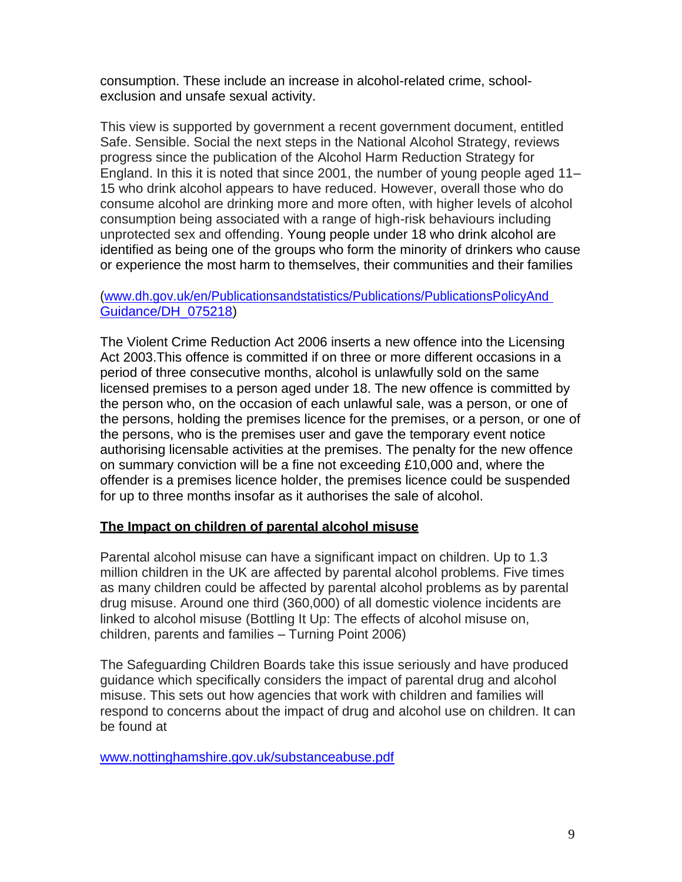consumption. These include an increase in alcohol-related crime, school-exclusion and unsafe sexual activity.

This view is supported by government a recent government document, entitled Safe. Sensible. Social the next steps in the National Alcohol Strategy, reviews progress since the publication of the Alcohol Harm Reduction Strategy for England. In this it is noted that since 2001, the number of young people aged 11–15 who drink alcohol appears to have reduced. However, overall those who do consume alcohol are drinking more and more often, with higher levels of alcohol consumption being associated with a range of high-risk behaviours including unprotected sex and offending. Young people under 18 who drink alcohol are identified as being one of the groups who form the minority of drinkers who cause or experience the most harm to themselves, their communities and their families

(www.dh.gov.uk/en/Publicationsandstatistics/Publications/PublicationsPolicyAndGuidance/DH_075218)

The Violent Crime Reduction Act 2006 inserts a new offence into the Licensing Act 2003.This offence is committed if on three or more different occasions in a period of three consecutive months, alcohol is unlawfully sold on the same licensed premises to a person aged under 18. The new offence is committed by the person who, on the occasion of each unlawful sale, was a person, or one of the persons, holding the premises licence for the premises, or a person, or one of the persons, who is the premises user and gave the temporary event notice authorising licensable activities at the premises. The penalty for the new offence on summary conviction will be a fine not exceeding £10,000 and, where the offender is a premises licence holder, the premises licence could be suspended for up to three months insofar as it authorises the sale of alcohol.

## The Impact on children of parental alcohol misuse

Parental alcohol misuse can have a significant impact on children. Up to 1.3 million children in the UK are affected by parental alcohol problems. Five times as many children could be affected by parental alcohol problems as by parental drug misuse. Around one third (360,000) of all domestic violence incidents are linked to alcohol misuse (Bottling It Up: The effects of alcohol misuse on, children, parents and families – Turning Point 2006)

The Safeguarding Children Boards take this issue seriously and have produced guidance which specifically considers the impact of parental drug and alcohol misuse. This sets out how agencies that work with children and families will respond to concerns about the impact of drug and alcohol use on children. It can be found at

www.nottinghamshire.gov.uk/substanceabuse.pdf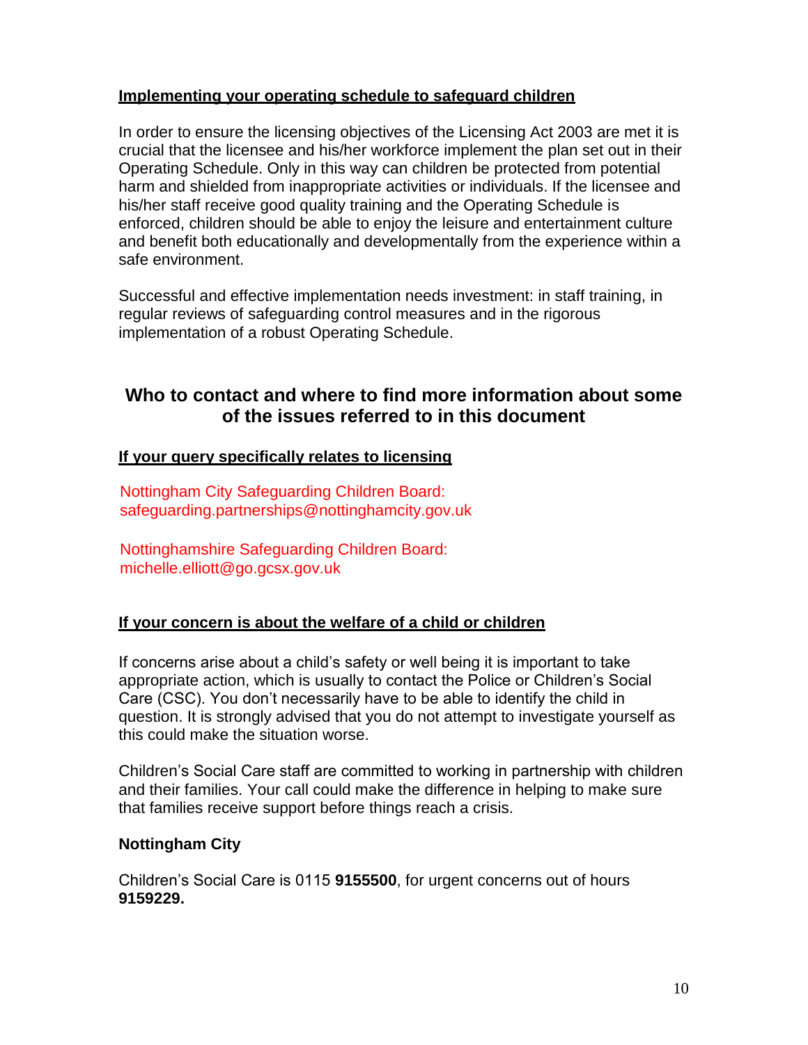**Implementing your operating schedule to safeguard children**

In order to ensure the licensing objectives of the Licensing Act 2003 are met it is crucial that the licensee and his/her workforce implement the plan set out in their Operating Schedule. Only in this way can children be protected from potential harm and shielded from inappropriate activities or individuals. If the licensee and his/her staff receive good quality training and the Operating Schedule is enforced, children should be able to enjoy the leisure and entertainment culture and benefit both educationally and developmentally from the experience within a safe environment.

Successful and effective implementation needs investment: in staff training, in regular reviews of safeguarding control measures and in the rigorous implementation of a robust Operating Schedule.

## Who to contact and where to find more information about some of the issues referred to in this document

**If your query specifically relates to licensing**

Nottingham City Safeguarding Children Board:
safeguarding.partnerships@nottinghamcity.gov.uk

Nottinghamshire Safeguarding Children Board:
michelle.elliott@go.gcsx.gov.uk

**If your concern is about the welfare of a child or children**

If concerns arise about a child's safety or well being it is important to take appropriate action, which is usually to contact the Police or Children's Social Care (CSC). You don't necessarily have to be able to identify the child in question. It is strongly advised that you do not attempt to investigate yourself as this could make the situation worse.

Children's Social Care staff are committed to working in partnership with children and their families. Your call could make the difference in helping to make sure that families receive support before things reach a crisis.

**Nottingham City**

Children's Social Care is 0115 **9155500**, for urgent concerns out of hours **9159229.**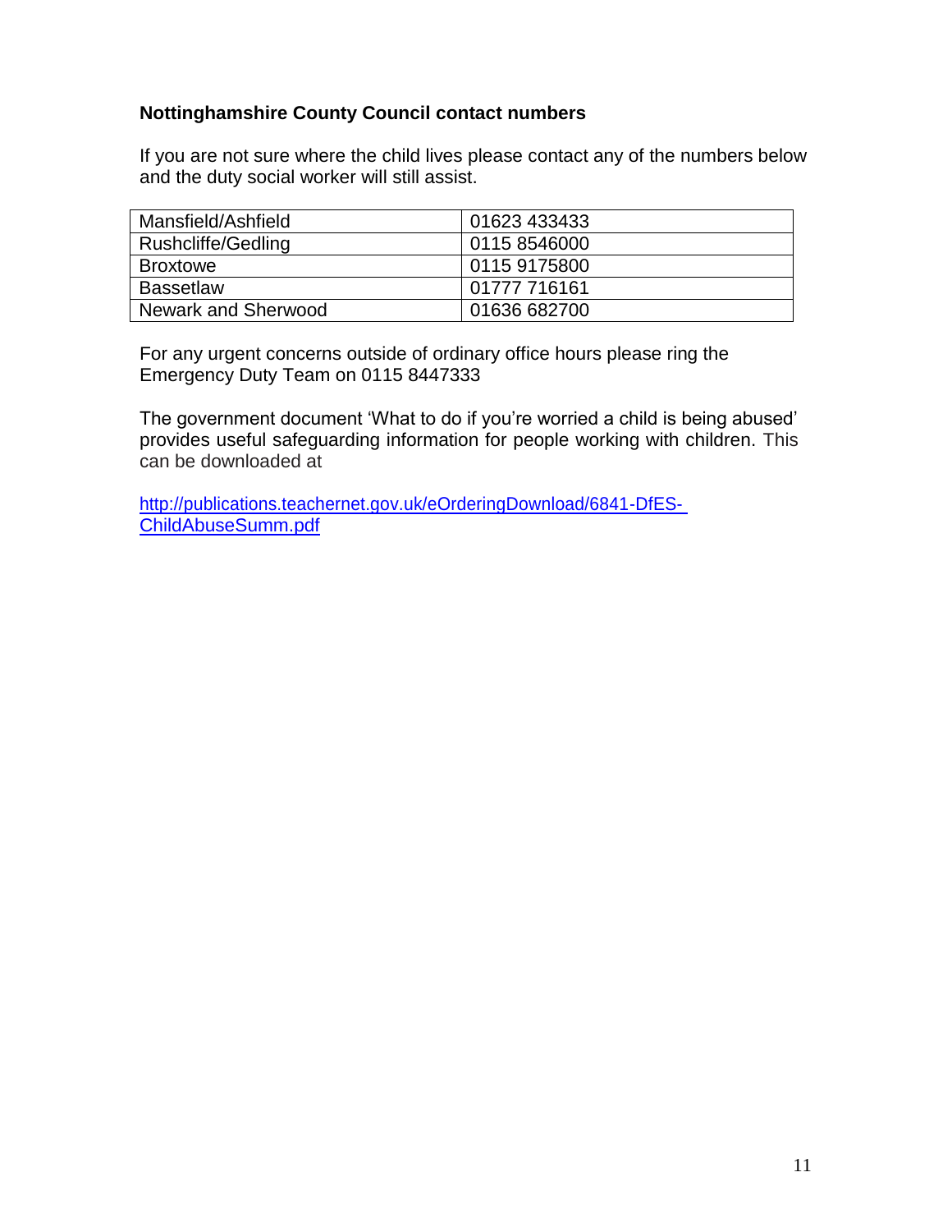**Nottinghamshire County Council contact numbers**

If you are not sure where the child lives please contact any of the numbers below and the duty social worker will still assist.

| | |
|---|---|
| Mansfield/Ashfield | 01623 433433 |
| Rushcliffe/Gedling | 0115 8546000 |
| Broxtowe | 0115 9175800 |
| Bassetlaw | 01777 716161 |
| Newark and Sherwood | 01636 682700 |

For any urgent concerns outside of ordinary office hours please ring the Emergency Duty Team on 0115 8447333

The government document 'What to do if you're worried a child is being abused' provides useful safeguarding information for people working with children. This can be downloaded at

http://publications.teachernet.gov.uk/eOrderingDownload/6841-DfES-ChildAbuseSumm.pdf